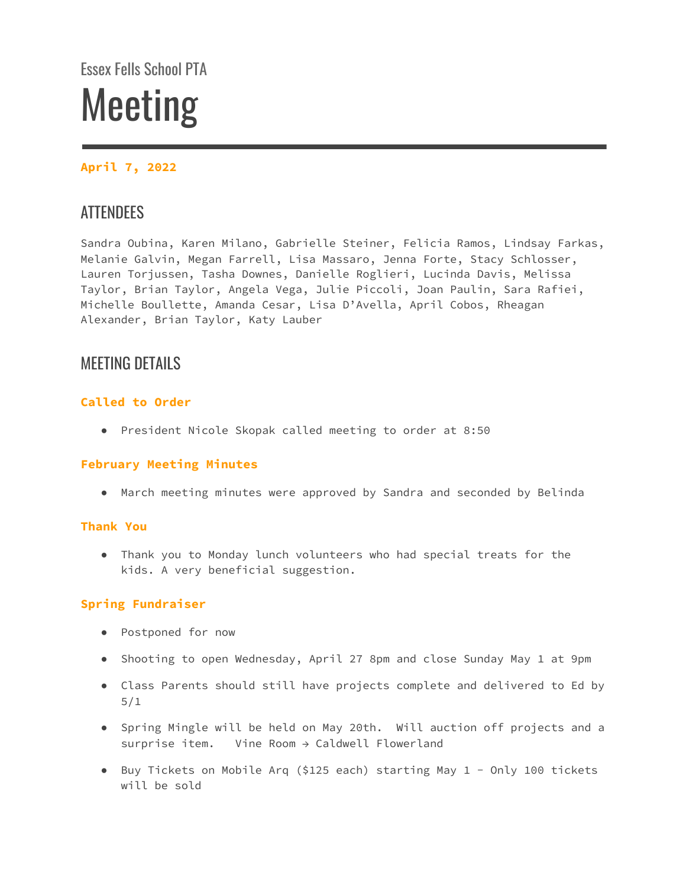Essex Fells School PTA

# Meeting

**April 7, 2022**

## ATTENDEES

Sandra Oubina, Karen Milano, Gabrielle Steiner, Felicia Ramos, Lindsay Farkas, Melanie Galvin, Megan Farrell, Lisa Massaro, Jenna Forte, Stacy Schlosser, Lauren Torjussen, Tasha Downes, Danielle Roglieri, Lucinda Davis, Melissa Taylor, Brian Taylor, Angela Vega, Julie Piccoli, Joan Paulin, Sara Rafiei, Michelle Boullette, Amanda Cesar, Lisa D'Avella, April Cobos, Rheagan Alexander, Brian Taylor, Katy Lauber

## MEETING DETAILS

### Called to Order

- President Nicole Skopak called meeting to order at 8:50

### February Meeting Minutes

- March meeting minutes were approved by Sandra and seconded by Belinda

### Thank You

- Thank you to Monday lunch volunteers who had special treats for the kids. A very beneficial suggestion.

### Spring Fundraiser

- Postponed for now
- Shooting to open Wednesday, April 27 8pm and close Sunday May 1 at 9pm
- Class Parents should still have projects complete and delivered to Ed by 5/1
- Spring Mingle will be held on May 20th. Will auction off projects and a surprise item. Vine Room → Caldwell Flowerland
- Buy Tickets on Mobile Arq ($125 each) starting May 1 - Only 100 tickets will be sold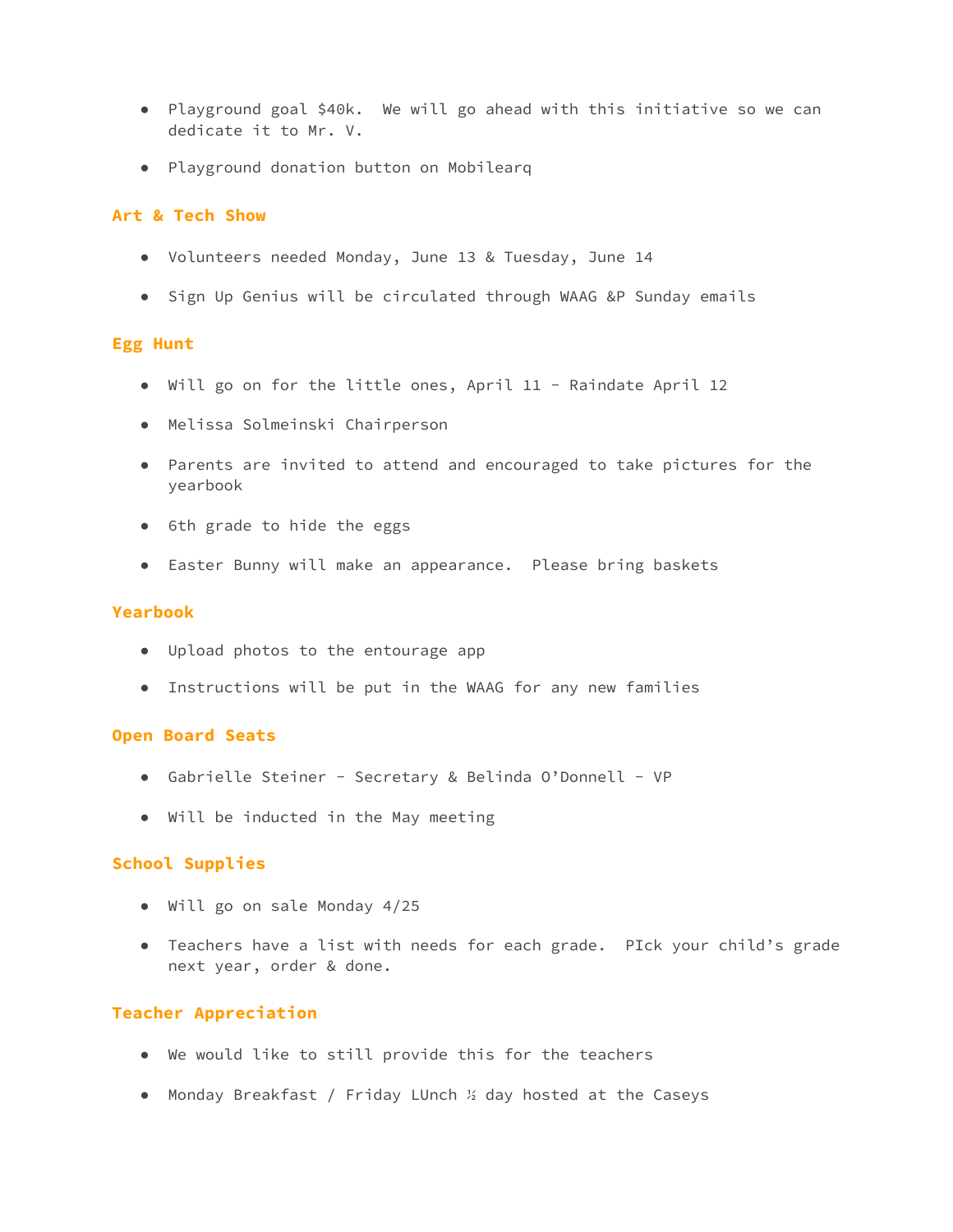- Playground goal $40k.  We will go ahead with this initiative so we can dedicate it to Mr. V.
- Playground donation button on Mobilearq

### Art & Tech Show

- Volunteers needed Monday, June 13 & Tuesday, June 14
- Sign Up Genius will be circulated through WAAG &P Sunday emails

### Egg Hunt

- Will go on for the little ones, April 11 - Raindate April 12
- Melissa Solmeinski Chairperson
- Parents are invited to attend and encouraged to take pictures for the yearbook
- 6th grade to hide the eggs
- Easter Bunny will make an appearance.  Please bring baskets

### Yearbook

- Upload photos to the entourage app
- Instructions will be put in the WAAG for any new families

### Open Board Seats

- Gabrielle Steiner - Secretary & Belinda O'Donnell - VP
- Will be inducted in the May meeting

### School Supplies

- Will go on sale Monday 4/25
- Teachers have a list with needs for each grade.  PIck your child's grade next year, order & done.

### Teacher Appreciation

- We would like to still provide this for the teachers
- Monday Breakfast / Friday LUnch ½ day hosted at the Caseys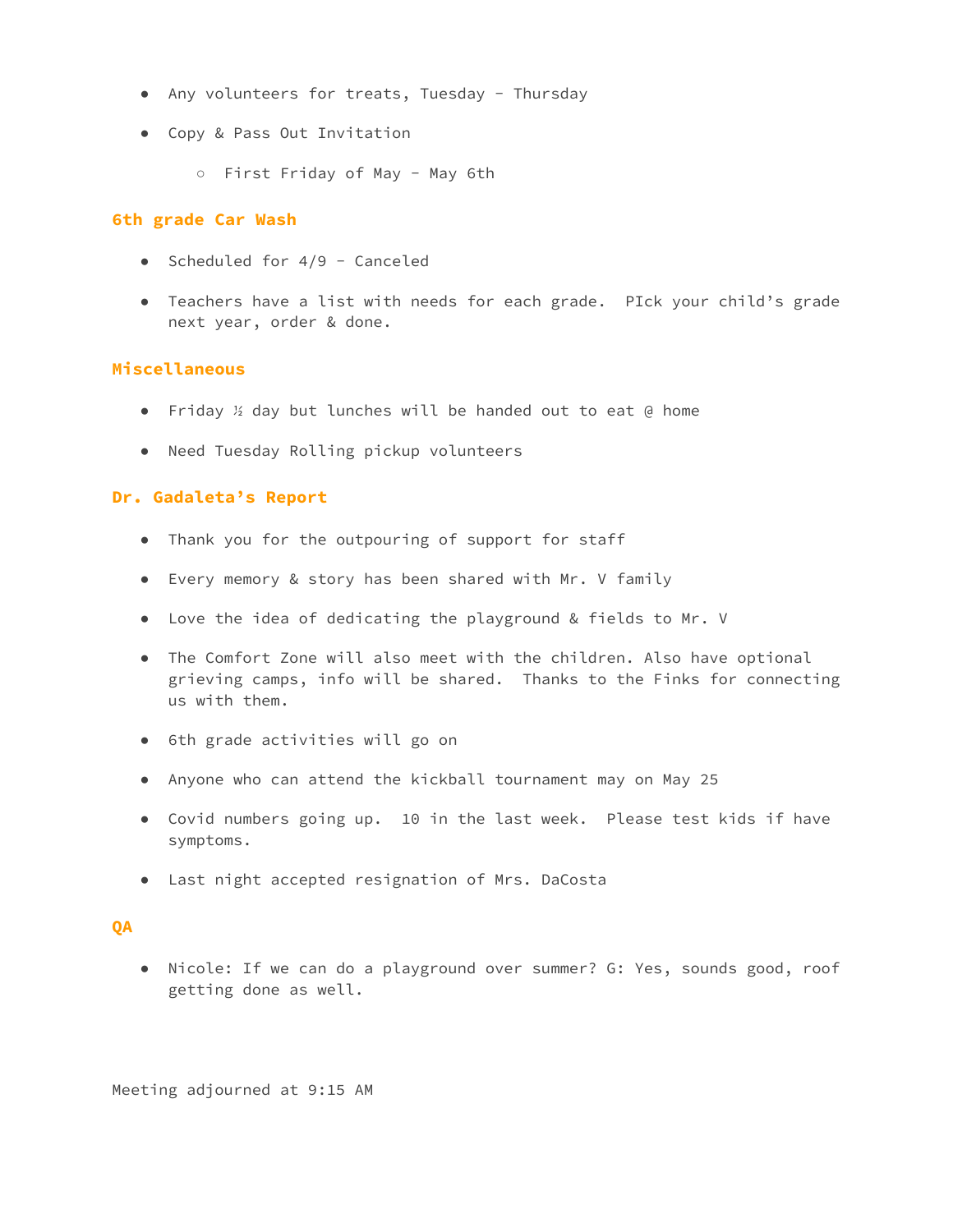- Any volunteers for treats, Tuesday - Thursday
- Copy & Pass Out Invitation
  - First Friday of May - May 6th

### 6th grade Car Wash

- Scheduled for 4/9 - Canceled
- Teachers have a list with needs for each grade. PIck your child's grade next year, order & done.

### Miscellaneous

- Friday ½ day but lunches will be handed out to eat @ home
- Need Tuesday Rolling pickup volunteers

### Dr. Gadaleta's Report

- Thank you for the outpouring of support for staff
- Every memory & story has been shared with Mr. V family
- Love the idea of dedicating the playground & fields to Mr. V
- The Comfort Zone will also meet with the children. Also have optional grieving camps, info will be shared. Thanks to the Finks for connecting us with them.
- 6th grade activities will go on
- Anyone who can attend the kickball tournament may on May 25
- Covid numbers going up. 10 in the last week. Please test kids if have symptoms.
- Last night accepted resignation of Mrs. DaCosta

### QA

- Nicole: If we can do a playground over summer? G: Yes, sounds good, roof getting done as well.

Meeting adjourned at 9:15 AM